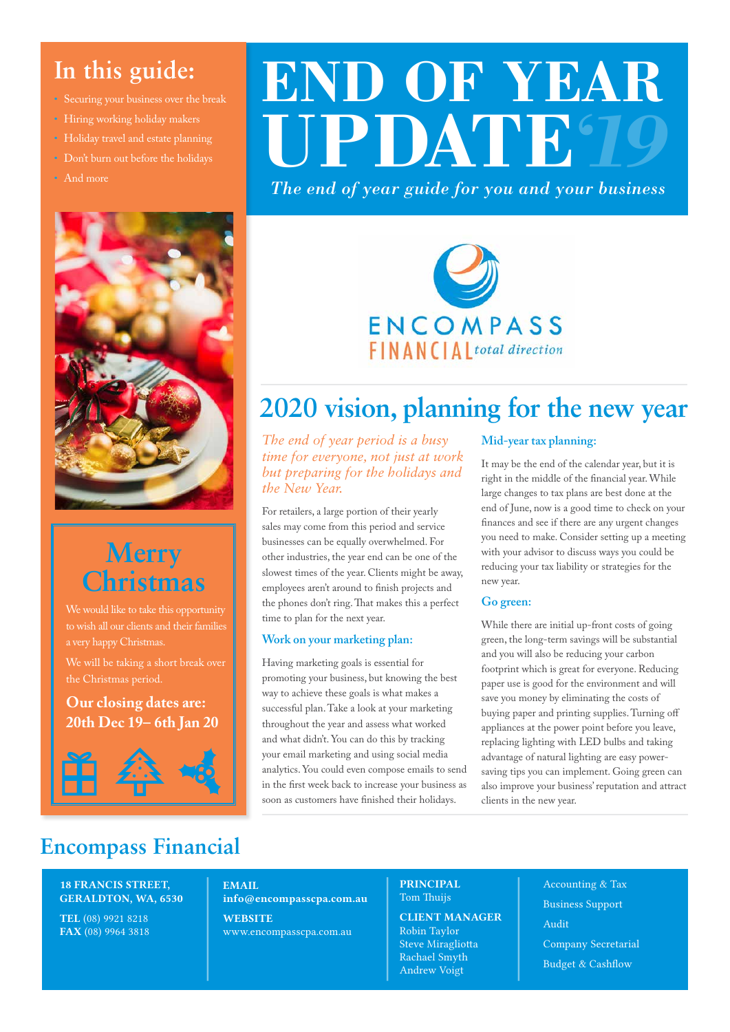# END OF YEAR UPDATE '19

*The end of year guide for you and your business*

## In this guide:

- Securing your business over the break
- Hiring working holiday makers
- Holiday travel and estate planning
- Don't burn out before the holidays
- And more

ENCOMPASS FINANCIAL *total direction*

## Merry Christmas

We would like to take this opportunity to wish all our clients and their families a very happy Christmas.

We will be taking a short break over the Christmas period.

**Our closing dates are: 20th Dec 19– 6th Jan 20**

## 2020 vision, planning for the new year

*The end of year period is a busy time for everyone, not just at work but preparing for the holidays and the New Year.*

For retailers, a large portion of their yearly sales may come from this period and service businesses can be equally overwhelmed. For other industries, the year end can be one of the slowest times of the year. Clients might be away, employees aren't around to finish projects and the phones don't ring. That makes this a perfect time to plan for the next year.

### Work on your marketing plan:

Having marketing goals is essential for promoting your business, but knowing the best way to achieve these goals is what makes a successful plan. Take a look at your marketing throughout the year and assess what worked and what didn't. You can do this by tracking your email marketing and using social media analytics. You could even compose emails to send in the first week back to increase your business as soon as customers have finished their holidays.

### Mid-year tax planning:

It may be the end of the calendar year, but it is right in the middle of the financial year. While large changes to tax plans are best done at the end of June, now is a good time to check on your finances and see if there are any urgent changes you need to make. Consider setting up a meeting with your advisor to discuss ways you could be reducing your tax liability or strategies for the new year.

### Go green:

While there are initial up-front costs of going green, the long-term savings will be substantial and you will also be reducing your carbon footprint which is great for everyone. Reducing paper use is good for the environment and will save you money by eliminating the costs of buying paper and printing supplies. Turning off appliances at the power point before you leave, replacing lighting with LED bulbs and taking advantage of natural lighting are easy power-saving tips you can implement. Going green can also improve your business' reputation and attract clients in the new year.

## Encompass Financial

**18 FRANCIS STREET, GERALDTON, WA, 6530**

**TEL** (08) 9921 8218
**FAX** (08) 9964 3818

**EMAIL**
**info@encompasscpa.com.au**

**WEBSITE**
www.encompasscpa.com.au

**PRINCIPAL**
Tom Thuijs

**CLIENT MANAGER**
Robin Taylor
Steve Miragliotta
Rachael Smyth
Andrew Voigt

- Accounting & Tax
- Business Support
- Audit
- Company Secretarial
- Budget & Cashflow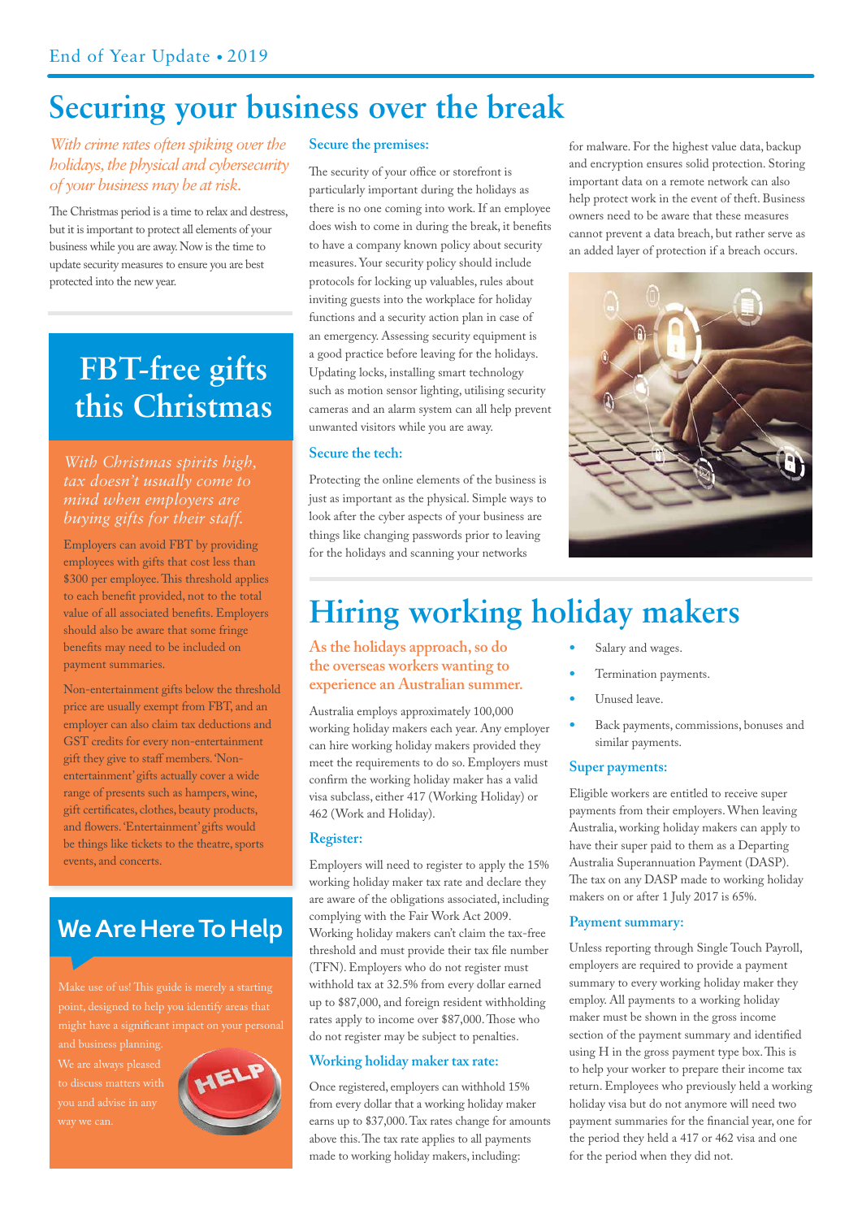# Securing your business over the break

*With crime rates often spiking over the holidays, the physical and cybersecurity of your business may be at risk.*

The Christmas period is a time to relax and destress, but it is important to protect all elements of your business while you are away. Now is the time to update security measures to ensure you are best protected into the new year.

### Secure the premises:

The security of your office or storefront is particularly important during the holidays as there is no one coming into work. If an employee does wish to come in during the break, it benefits to have a company known policy about security measures. Your security policy should include protocols for locking up valuables, rules about inviting guests into the workplace for holiday functions and a security action plan in case of an emergency. Assessing security equipment is a good practice before leaving for the holidays. Updating locks, installing smart technology such as motion sensor lighting, utilising security cameras and an alarm system can all help prevent unwanted visitors while you are away.

### Secure the tech:

Protecting the online elements of the business is just as important as the physical. Simple ways to look after the cyber aspects of your business are things like changing passwords prior to leaving for the holidays and scanning your networks for malware. For the highest value data, backup and encryption ensures solid protection. Storing important data on a remote network can also help protect work in the event of theft. Business owners need to be aware that these measures cannot prevent a data breach, but rather serve as an added layer of protection if a breach occurs.

# FBT-free gifts this Christmas

*With Christmas spirits high, tax doesn't usually come to mind when employers are buying gifts for their staff.*

Employers can avoid FBT by providing employees with gifts that cost less than $300 per employee. This threshold applies to each benefit provided, not to the total value of all associated benefits. Employers should also be aware that some fringe benefits may need to be included on payment summaries.

Non-entertainment gifts below the threshold price are usually exempt from FBT, and an employer can also claim tax deductions and GST credits for every non-entertainment gift they give to staff members. 'Non-entertainment' gifts actually cover a wide range of presents such as hampers, wine, gift certificates, clothes, beauty products, and flowers. 'Entertainment' gifts would be things like tickets to the theatre, sports events, and concerts.

# Hiring working holiday makers

**As the holidays approach, so do the overseas workers wanting to experience an Australian summer.**

Australia employs approximately 100,000 working holiday makers each year. Any employer can hire working holiday makers provided they meet the requirements to do so. Employers must confirm the working holiday maker has a valid visa subclass, either 417 (Working Holiday) or 462 (Work and Holiday).

### Register:

Employers will need to register to apply the 15% working holiday maker tax rate and declare they are aware of the obligations associated, including complying with the Fair Work Act 2009. Working holiday makers can't claim the tax-free threshold and must provide their tax file number (TFN). Employers who do not register must withhold tax at 32.5% from every dollar earned up to $87,000, and foreign resident withholding rates apply to income over $87,000. Those who do not register may be subject to penalties.

### Working holiday maker tax rate:

Once registered, employers can withhold 15% from every dollar that a working holiday maker earns up to $37,000. Tax rates change for amounts above this. The tax rate applies to all payments made to working holiday makers, including:

- Salary and wages.
- Termination payments.
- Unused leave.
- Back payments, commissions, bonuses and similar payments.

### Super payments:

Eligible workers are entitled to receive super payments from their employers. When leaving Australia, working holiday makers can apply to have their super paid to them as a Departing Australia Superannuation Payment (DASP). The tax on any DASP made to working holiday makers on or after 1 July 2017 is 65%.

### Payment summary:

Unless reporting through Single Touch Payroll, employers are required to provide a payment summary to every working holiday maker they employ. All payments to a working holiday maker must be shown in the gross income section of the payment summary and identified using H in the gross payment type box. This is to help your worker to prepare their income tax return. Employees who previously held a working holiday visa but do not anymore will need two payment summaries for the financial year, one for the period they held a 417 or 462 visa and one for the period when they did not.

## We Are Here To Help

Make use of us! This guide is merely a starting point, designed to help you identify areas that might have a significant impact on your personal and business planning.

We are always pleased to discuss matters with you and advise in any way we can.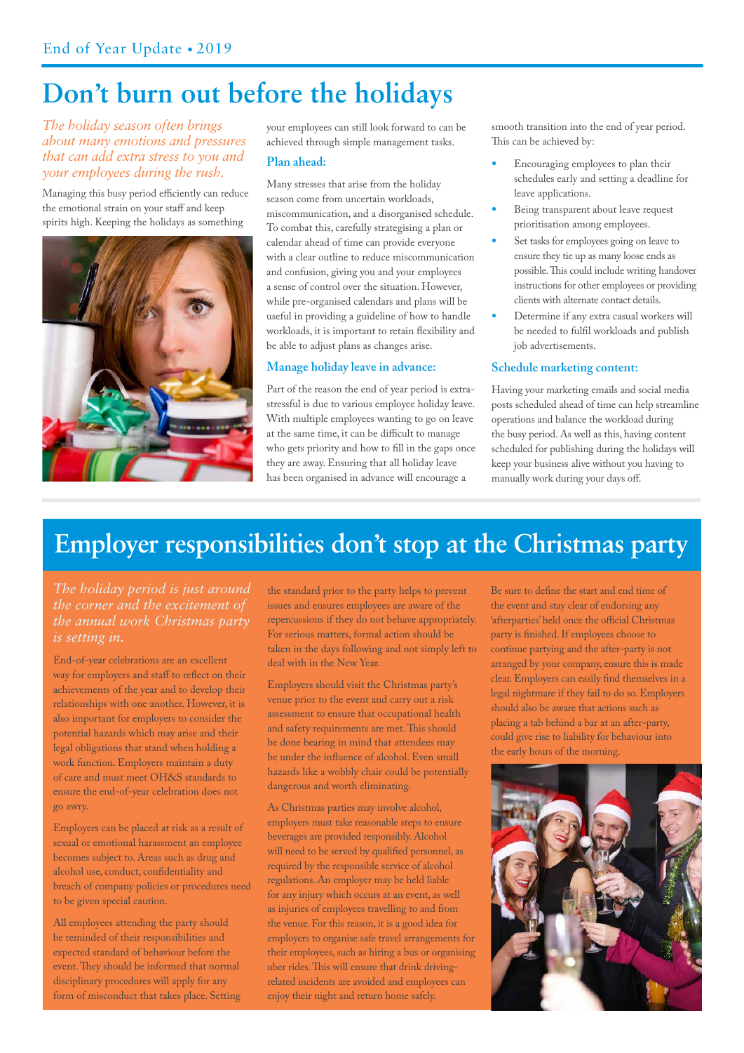# Don't burn out before the holidays

*The holiday season often brings about many emotions and pressures that can add extra stress to you and your employees during the rush.*

Managing this busy period efficiently can reduce the emotional strain on your staff and keep spirits high. Keeping the holidays as something your employees can still look forward to can be achieved through simple management tasks.

### Plan ahead:

Many stresses that arise from the holiday season come from uncertain workloads, miscommunication, and a disorganised schedule. To combat this, carefully strategising a plan or calendar ahead of time can provide everyone with a clear outline to reduce miscommunication and confusion, giving you and your employees a sense of control over the situation. However, while pre-organised calendars and plans will be useful in providing a guideline of how to handle workloads, it is important to retain flexibility and be able to adjust plans as changes arise.

### Manage holiday leave in advance:

Part of the reason the end of year period is extra-stressful is due to various employee holiday leave. With multiple employees wanting to go on leave at the same time, it can be difficult to manage who gets priority and how to fill in the gaps once they are away. Ensuring that all holiday leave has been organised in advance will encourage a smooth transition into the end of year period. This can be achieved by:

- Encouraging employees to plan their schedules early and setting a deadline for leave applications.
- Being transparent about leave request prioritisation among employees.
- Set tasks for employees going on leave to ensure they tie up as many loose ends as possible. This could include writing handover instructions for other employees or providing clients with alternate contact details.
- Determine if any extra casual workers will be needed to fulfil workloads and publish job advertisements.

### Schedule marketing content:

Having your marketing emails and social media posts scheduled ahead of time can help streamline operations and balance the workload during the busy period. As well as this, having content scheduled for publishing during the holidays will keep your business alive without you having to manually work during your days off.

# Employer responsibilities don't stop at the Christmas party

*The holiday period is just around the corner and the excitement of the annual work Christmas party is setting in.*

End-of-year celebrations are an excellent way for employers and staff to reflect on their achievements of the year and to develop their relationships with one another. However, it is also important for employers to consider the potential hazards which may arise and their legal obligations that stand when holding a work function. Employers maintain a duty of care and must meet OH&S standards to ensure the end-of-year celebration does not go awry.

Employers can be placed at risk as a result of sexual or emotional harassment an employee becomes subject to. Areas such as drug and alcohol use, conduct, confidentiality and breach of company policies or procedures need to be given special caution.

All employees attending the party should be reminded of their responsibilities and expected standard of behaviour before the event. They should be informed that normal disciplinary procedures will apply for any form of misconduct that takes place. Setting the standard prior to the party helps to prevent issues and ensures employees are aware of the repercussions if they do not behave appropriately. For serious matters, formal action should be taken in the days following and not simply left to deal with in the New Year.

Employers should visit the Christmas party's venue prior to the event and carry out a risk assessment to ensure that occupational health and safety requirements are met. This should be done bearing in mind that attendees may be under the influence of alcohol. Even small hazards like a wobbly chair could be potentially dangerous and worth eliminating.

As Christmas parties may involve alcohol, employers must take reasonable steps to ensure beverages are provided responsibly. Alcohol will need to be served by qualified personnel, as required by the responsible service of alcohol regulations. An employer may be held liable for any injury which occurs at an event, as well as injuries of employees travelling to and from the venue. For this reason, it is a good idea for employers to organise safe travel arrangements for their employees, such as hiring a bus or organising uber rides. This will ensure that drink driving-related incidents are avoided and employees can enjoy their night and return home safely.

Be sure to define the start and end time of the event and stay clear of endorsing any 'afterparties' held once the official Christmas party is finished. If employees choose to continue partying and the after-party is not arranged by your company, ensure this is made clear. Employers can easily find themselves in a legal nightmare if they fail to do so. Employers should also be aware that actions such as placing a tab behind a bar at an after-party, could give rise to liability for behaviour into the early hours of the morning.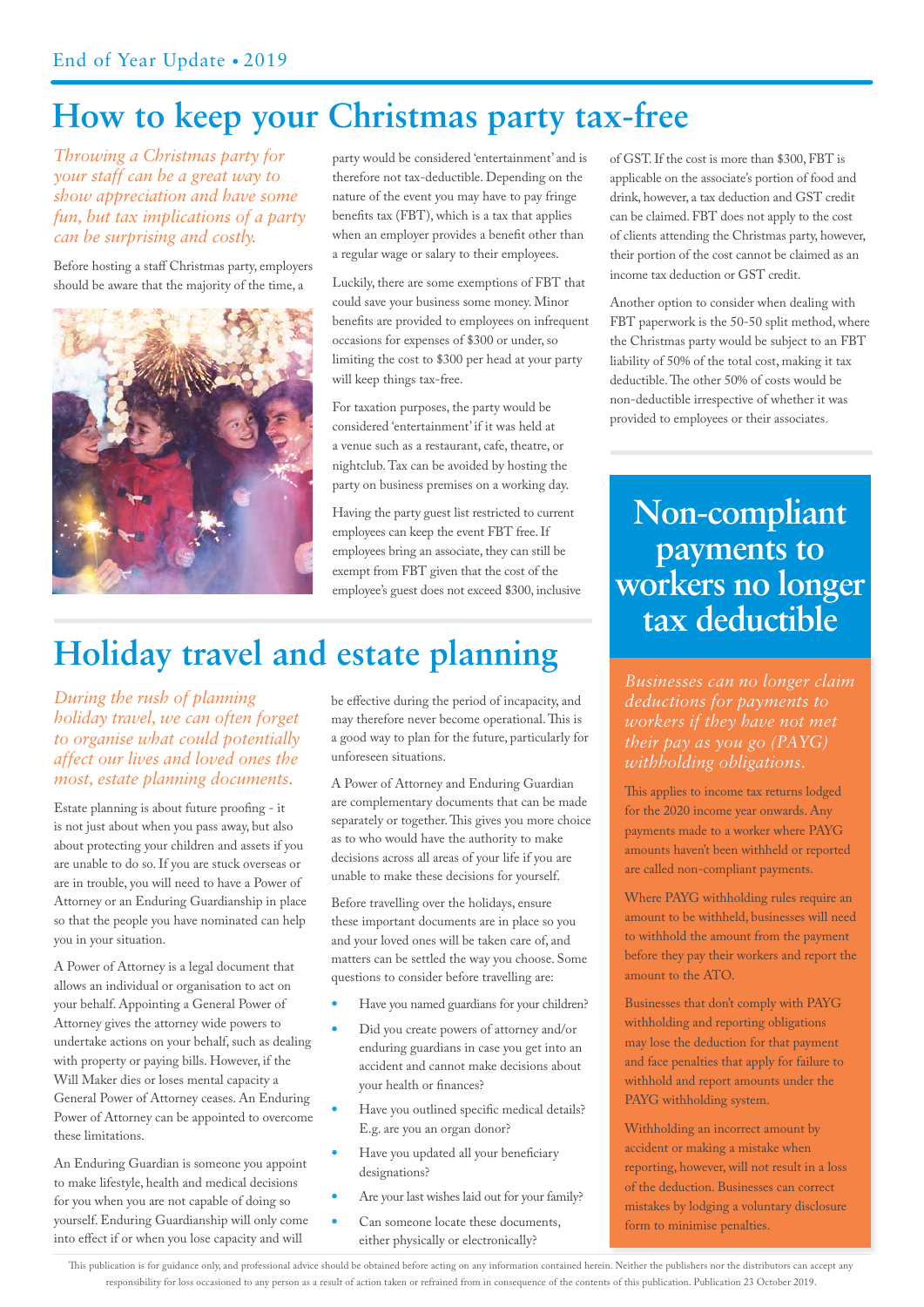# How to keep your Christmas party tax-free

*Throwing a Christmas party for your staff can be a great way to show appreciation and have some fun, but tax implications of a party can be surprising and costly.*

Before hosting a staff Christmas party, employers should be aware that the majority of the time, a party would be considered 'entertainment' and is therefore not tax-deductible. Depending on the nature of the event you may have to pay fringe benefits tax (FBT), which is a tax that applies when an employer provides a benefit other than a regular wage or salary to their employees.

Luckily, there are some exemptions of FBT that could save your business some money. Minor benefits are provided to employees on infrequent occasions for expenses of $300 or under, so limiting the cost to $300 per head at your party will keep things tax-free.

For taxation purposes, the party would be considered 'entertainment' if it was held at a venue such as a restaurant, cafe, theatre, or nightclub. Tax can be avoided by hosting the party on business premises on a working day.

Having the party guest list restricted to current employees can keep the event FBT free. If employees bring an associate, they can still be exempt from FBT given that the cost of the employee's guest does not exceed $300, inclusive of GST. If the cost is more than $300, FBT is applicable on the associate's portion of food and drink, however, a tax deduction and GST credit can be claimed. FBT does not apply to the cost of clients attending the Christmas party, however, their portion of the cost cannot be claimed as an income tax deduction or GST credit.

Another option to consider when dealing with FBT paperwork is the 50-50 split method, where the Christmas party would be subject to an FBT liability of 50% of the total cost, making it tax deductible. The other 50% of costs would be non-deductible irrespective of whether it was provided to employees or their associates.

# Holiday travel and estate planning

*During the rush of planning holiday travel, we can often forget to organise what could potentially affect our lives and loved ones the most, estate planning documents.*

Estate planning is about future proofing - it is not just about when you pass away, but also about protecting your children and assets if you are unable to do so. If you are stuck overseas or are in trouble, you will need to have a Power of Attorney or an Enduring Guardianship in place so that the people you have nominated can help you in your situation.

A Power of Attorney is a legal document that allows an individual or organisation to act on your behalf. Appointing a General Power of Attorney gives the attorney wide powers to undertake actions on your behalf, such as dealing with property or paying bills. However, if the Will Maker dies or loses mental capacity a General Power of Attorney ceases. An Enduring Power of Attorney can be appointed to overcome these limitations.

An Enduring Guardian is someone you appoint to make lifestyle, health and medical decisions for you when you are not capable of doing so yourself. Enduring Guardianship will only come into effect if or when you lose capacity and will be effective during the period of incapacity, and may therefore never become operational. This is a good way to plan for the future, particularly for unforeseen situations.

A Power of Attorney and Enduring Guardian are complementary documents that can be made separately or together. This gives you more choice as to who would have the authority to make decisions across all areas of your life if you are unable to make these decisions for yourself.

Before travelling over the holidays, ensure these important documents are in place so you and your loved ones will be taken care of, and matters can be settled the way you choose. Some questions to consider before travelling are:

- Have you named guardians for your children?
- Did you create powers of attorney and/or enduring guardians in case you get into an accident and cannot make decisions about your health or finances?
- Have you outlined specific medical details? E.g. are you an organ donor?
- Have you updated all your beneficiary designations?
- Are your last wishes laid out for your family?
- Can someone locate these documents, either physically or electronically?

# Non-compliant payments to workers no longer tax deductible

*Businesses can no longer claim deductions for payments to workers if they have not met their pay as you go (PAYG) withholding obligations.*

This applies to income tax returns lodged for the 2020 income year onwards. Any payments made to a worker where PAYG amounts haven't been withheld or reported are called non-compliant payments.

Where PAYG withholding rules require an amount to be withheld, businesses will need to withhold the amount from the payment before they pay their workers and report the amount to the ATO.

Businesses that don't comply with PAYG withholding and reporting obligations may lose the deduction for that payment and face penalties that apply for failure to withhold and report amounts under the PAYG withholding system.

Withholding an incorrect amount by accident or making a mistake when reporting, however, will not result in a loss of the deduction. Businesses can correct mistakes by lodging a voluntary disclosure form to minimise penalties.

This publication is for guidance only, and professional advice should be obtained before acting on any information contained herein. Neither the publishers nor the distributors can accept any responsibility for loss occasioned to any person as a result of action taken or refrained from in consequence of the contents of this publication. Publication 23 October 2019.